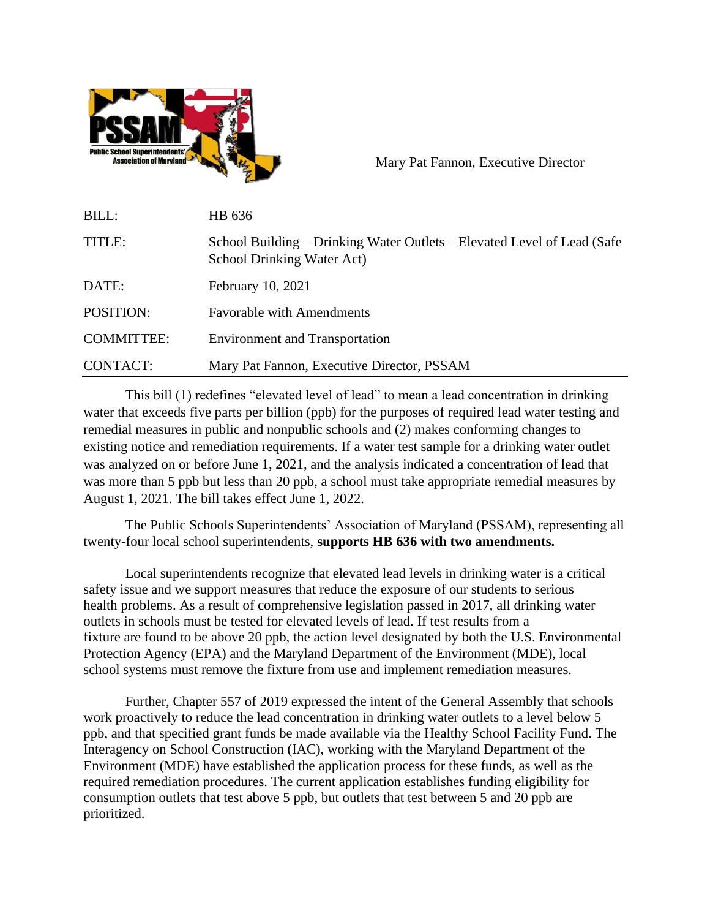PSSAM
Public School Superintendents' Association of Maryland

Mary Pat Fannon, Executive Director

| | |
|---|---|
| BILL: | HB 636 |
| TITLE: | School Building – Drinking Water Outlets – Elevated Level of Lead (Safe School Drinking Water Act) |
| DATE: | February 10, 2021 |
| POSITION: | Favorable with Amendments |
| COMMITTEE: | Environment and Transportation |
| CONTACT: | Mary Pat Fannon, Executive Director, PSSAM |

This bill (1) redefines "elevated level of lead" to mean a lead concentration in drinking water that exceeds five parts per billion (ppb) for the purposes of required lead water testing and remedial measures in public and nonpublic schools and (2) makes conforming changes to existing notice and remediation requirements. If a water test sample for a drinking water outlet was analyzed on or before June 1, 2021, and the analysis indicated a concentration of lead that was more than 5 ppb but less than 20 ppb, a school must take appropriate remedial measures by August 1, 2021. The bill takes effect June 1, 2022.

The Public Schools Superintendents' Association of Maryland (PSSAM), representing all twenty-four local school superintendents, **supports HB 636 with two amendments.**

Local superintendents recognize that elevated lead levels in drinking water is a critical safety issue and we support measures that reduce the exposure of our students to serious health problems. As a result of comprehensive legislation passed in 2017, all drinking water outlets in schools must be tested for elevated levels of lead. If test results from a fixture are found to be above 20 ppb, the action level designated by both the U.S. Environmental Protection Agency (EPA) and the Maryland Department of the Environment (MDE), local school systems must remove the fixture from use and implement remediation measures.

Further, Chapter 557 of 2019 expressed the intent of the General Assembly that schools work proactively to reduce the lead concentration in drinking water outlets to a level below 5 ppb, and that specified grant funds be made available via the Healthy School Facility Fund. The Interagency on School Construction (IAC), working with the Maryland Department of the Environment (MDE) have established the application process for these funds, as well as the required remediation procedures. The current application establishes funding eligibility for consumption outlets that test above 5 ppb, but outlets that test between 5 and 20 ppb are prioritized.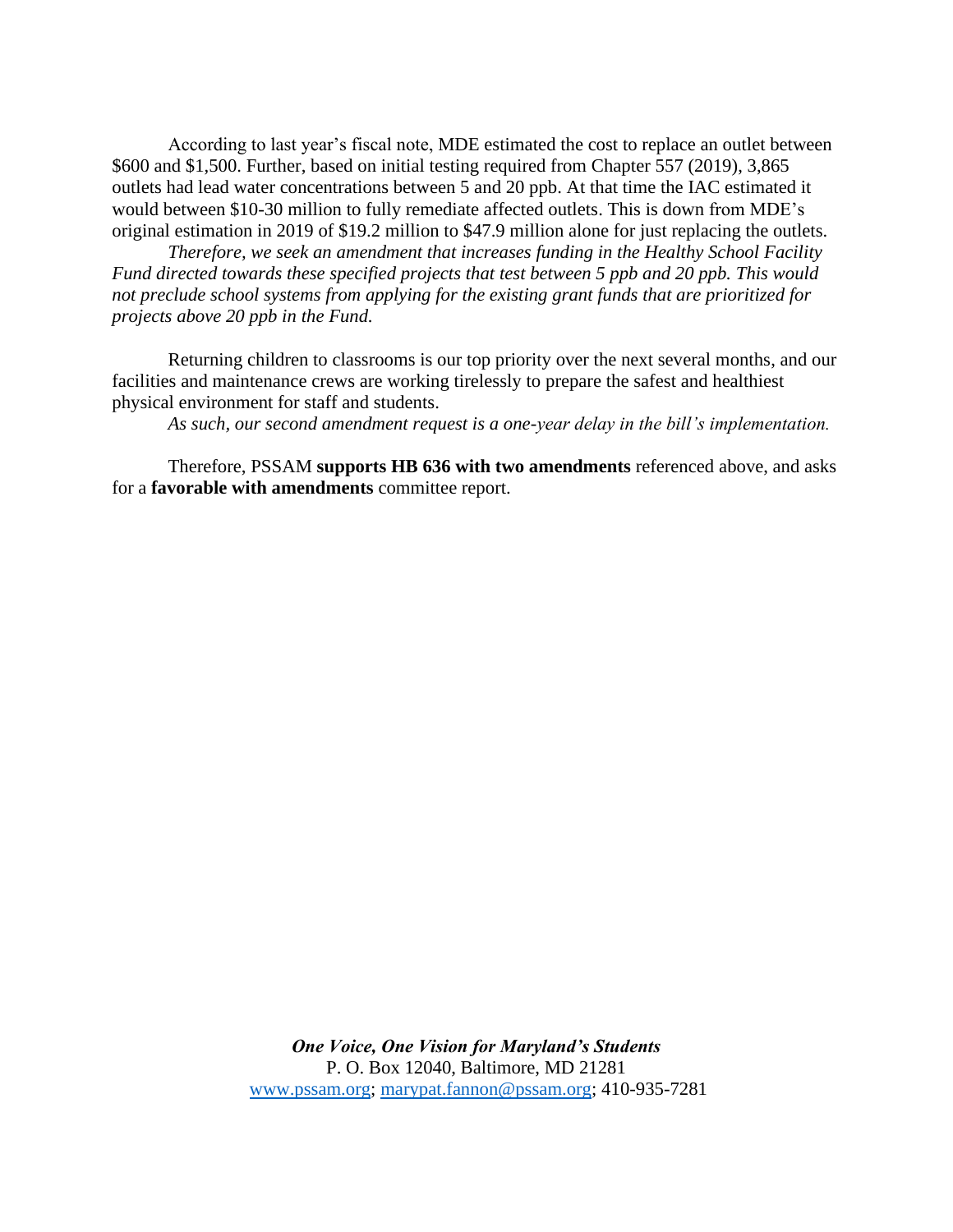According to last year's fiscal note, MDE estimated the cost to replace an outlet between $600 and $1,500. Further, based on initial testing required from Chapter 557 (2019), 3,865 outlets had lead water concentrations between 5 and 20 ppb. At that time the IAC estimated it would between $10-30 million to fully remediate affected outlets. This is down from MDE's original estimation in 2019 of $19.2 million to $47.9 million alone for just replacing the outlets.

*Therefore, we seek an amendment that increases funding in the Healthy School Facility Fund directed towards these specified projects that test between 5 ppb and 20 ppb. This would not preclude school systems from applying for the existing grant funds that are prioritized for projects above 20 ppb in the Fund.*

Returning children to classrooms is our top priority over the next several months, and our facilities and maintenance crews are working tirelessly to prepare the safest and healthiest physical environment for staff and students.

*As such, our second amendment request is a one-year delay in the bill's implementation.*

Therefore, PSSAM **supports HB 636 with two amendments** referenced above, and asks for a **favorable with amendments** committee report.

***One Voice, One Vision for Maryland's Students***
P. O. Box 12040, Baltimore, MD 21281
www.pssam.org; marypat.fannon@pssam.org; 410-935-7281